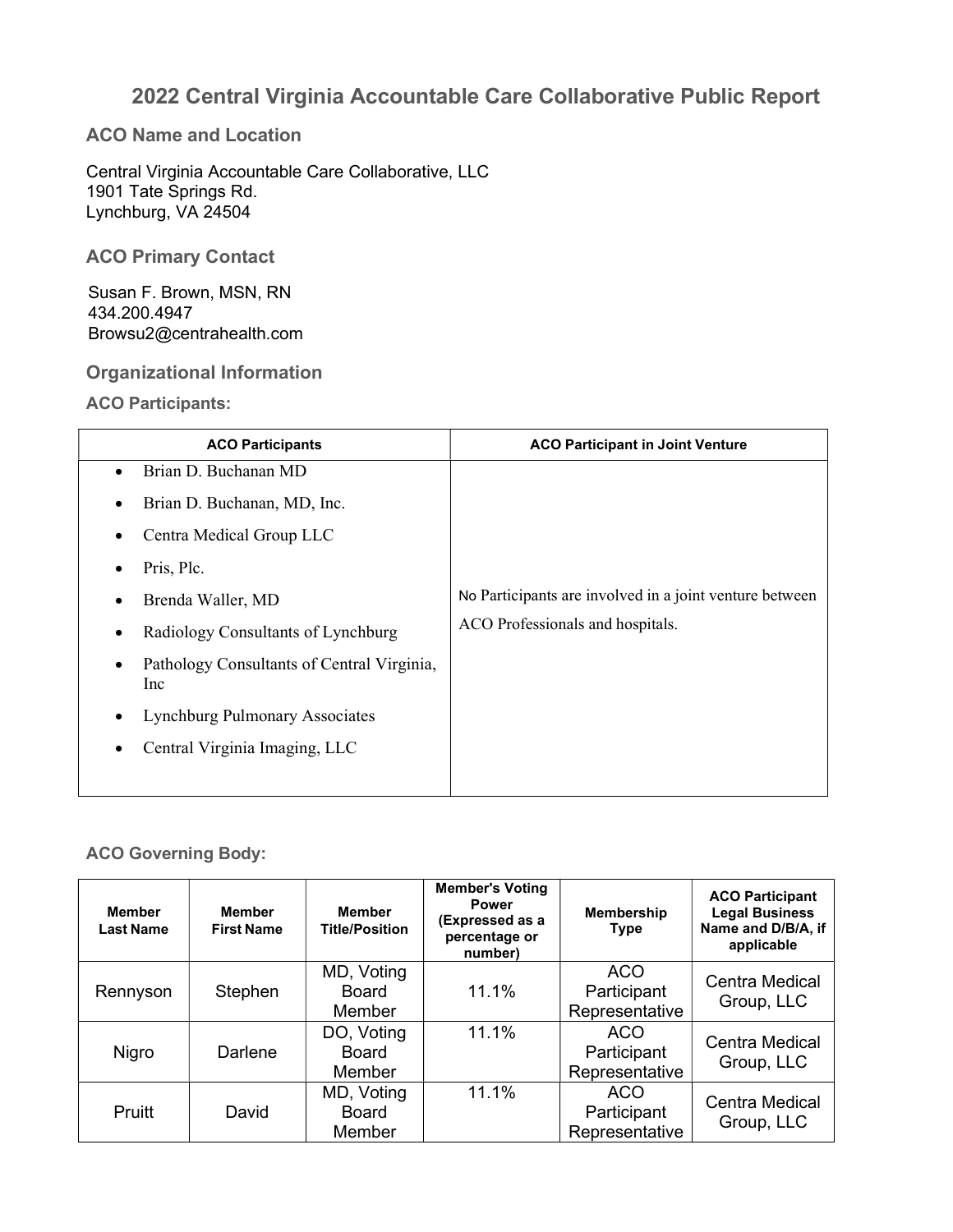# 2022 Central Virginia Accountable Care Collaborative Public Report

## ACO Name and Location

Central Virginia Accountable Care Collaborative, LLC
1901 Tate Springs Rd.
Lynchburg, VA 24504

## ACO Primary Contact

Susan F. Brown, MSN, RN
434.200.4947
Browsu2@centrahealth.com

## Organizational Information

### ACO Participants:

| ACO Participants | ACO Participant in Joint Venture |
| --- | --- |
| • Brian D. Buchanan MD<br>• Brian D. Buchanan, MD, Inc.<br>• Centra Medical Group LLC<br>• Pris, Plc.<br>• Brenda Waller, MD<br>• Radiology Consultants of Lynchburg<br>• Pathology Consultants of Central Virginia, Inc<br>• Lynchburg Pulmonary Associates<br>• Central Virginia Imaging, LLC | No Participants are involved in a joint venture between ACO Professionals and hospitals. |

### ACO Governing Body:

| Member Last Name | Member First Name | Member Title/Position | Member's Voting Power (Expressed as a percentage or number) | Membership Type | ACO Participant Legal Business Name and D/B/A, if applicable |
| --- | --- | --- | --- | --- | --- |
| Rennyson | Stephen | MD, Voting Board Member | 11.1% | ACO Participant Representative | Centra Medical Group, LLC |
| Nigro | Darlene | DO, Voting Board Member | 11.1% | ACO Participant Representative | Centra Medical Group, LLC |
| Pruitt | David | MD, Voting Board Member | 11.1% | ACO Participant Representative | Centra Medical Group, LLC |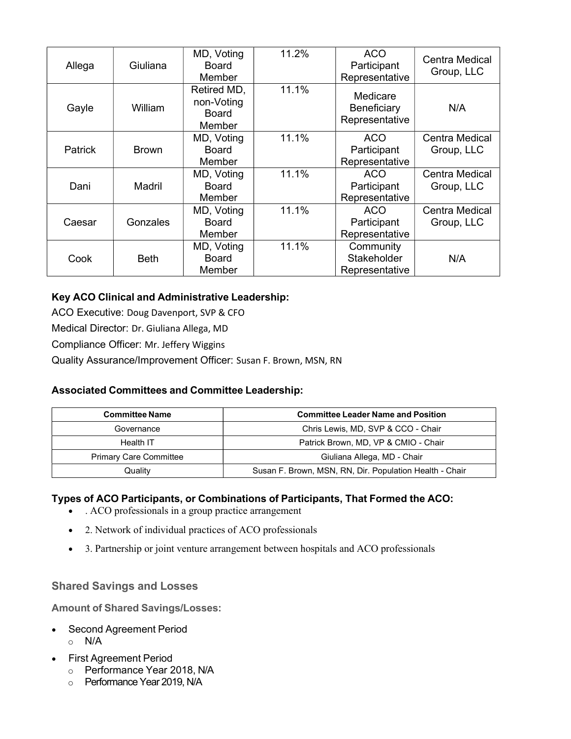| Allega | Giuliana | MD, Voting Board Member | 11.2% | ACO Participant Representative | Centra Medical Group, LLC |
|---|---|---|---|---|---|
| Gayle | William | Retired MD, non-Voting Board Member | 11.1% | Medicare Beneficiary Representative | N/A |
| Patrick | Brown | MD, Voting Board Member | 11.1% | ACO Participant Representative | Centra Medical Group, LLC |
| Dani | Madril | MD, Voting Board Member | 11.1% | ACO Participant Representative | Centra Medical Group, LLC |
| Caesar | Gonzales | MD, Voting Board Member | 11.1% | ACO Participant Representative | Centra Medical Group, LLC |
| Cook | Beth | MD, Voting Board Member | 11.1% | Community Stakeholder Representative | N/A |

**Key ACO Clinical and Administrative Leadership:**

ACO Executive: Doug Davenport, SVP & CFO

Medical Director: Dr. Giuliana Allega, MD

Compliance Officer: Mr. Jeffery Wiggins

Quality Assurance/Improvement Officer: Susan F. Brown, MSN, RN

**Associated Committees and Committee Leadership:**

| Committee Name | Committee Leader Name and Position |
|---|---|
| Governance | Chris Lewis, MD, SVP & CCO - Chair |
| Health IT | Patrick Brown, MD, VP & CMIO - Chair |
| Primary Care Committee | Giuliana Allega, MD - Chair |
| Quality | Susan F. Brown, MSN, RN, Dir. Population Health - Chair |

**Types of ACO Participants, or Combinations of Participants, That Formed the ACO:**

- . ACO professionals in a group practice arrangement
- 2. Network of individual practices of ACO professionals
- 3. Partnership or joint venture arrangement between hospitals and ACO professionals

## Shared Savings and Losses

**Amount of Shared Savings/Losses:**

- Second Agreement Period
  - N/A
- First Agreement Period
  - Performance Year 2018, N/A
  - Performance Year 2019, N/A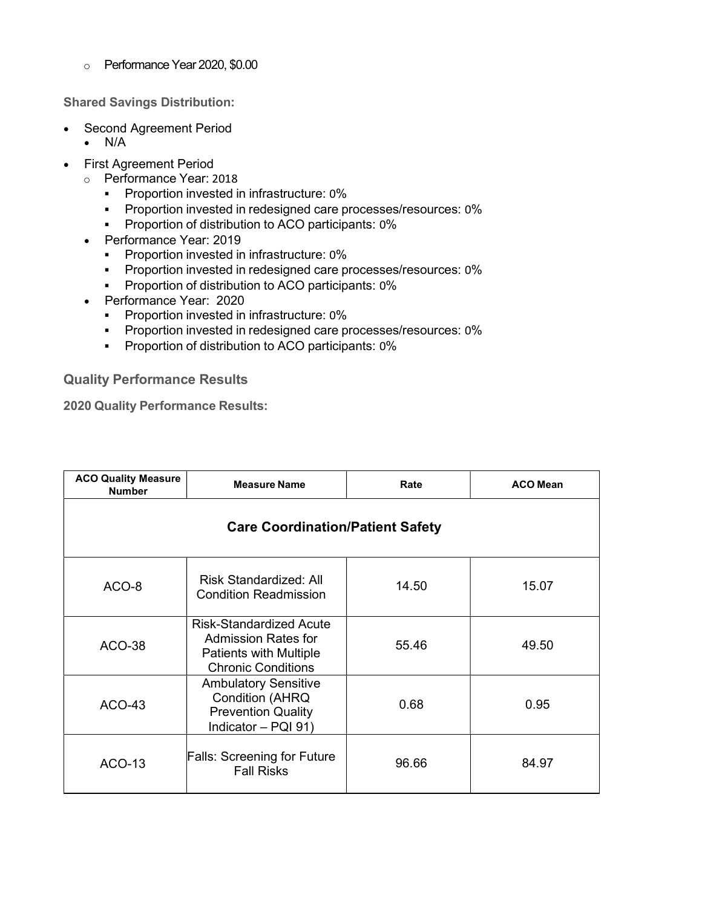- Performance Year 2020, $0.00

**Shared Savings Distribution:**

- Second Agreement Period
  - N/A
- First Agreement Period
  - Performance Year: 2018
    - Proportion invested in infrastructure: 0%
    - Proportion invested in redesigned care processes/resources: 0%
    - Proportion of distribution to ACO participants: 0%
  - Performance Year: 2019
    - Proportion invested in infrastructure: 0%
    - Proportion invested in redesigned care processes/resources: 0%
    - Proportion of distribution to ACO participants: 0%
  - Performance Year: 2020
    - Proportion invested in infrastructure: 0%
    - Proportion invested in redesigned care processes/resources: 0%
    - Proportion of distribution to ACO participants: 0%

## Quality Performance Results

**2020 Quality Performance Results:**

| ACO Quality Measure Number | Measure Name | Rate | ACO Mean |
|---|---|---|---|
| **Care Coordination/Patient Safety** | | | |
| ACO-8 | Risk Standardized: All Condition Readmission | 14.50 | 15.07 |
| ACO-38 | Risk-Standardized Acute Admission Rates for Patients with Multiple Chronic Conditions | 55.46 | 49.50 |
| ACO-43 | Ambulatory Sensitive Condition (AHRQ Prevention Quality Indicator – PQI 91) | 0.68 | 0.95 |
| ACO-13 | Falls: Screening for Future Fall Risks | 96.66 | 84.97 |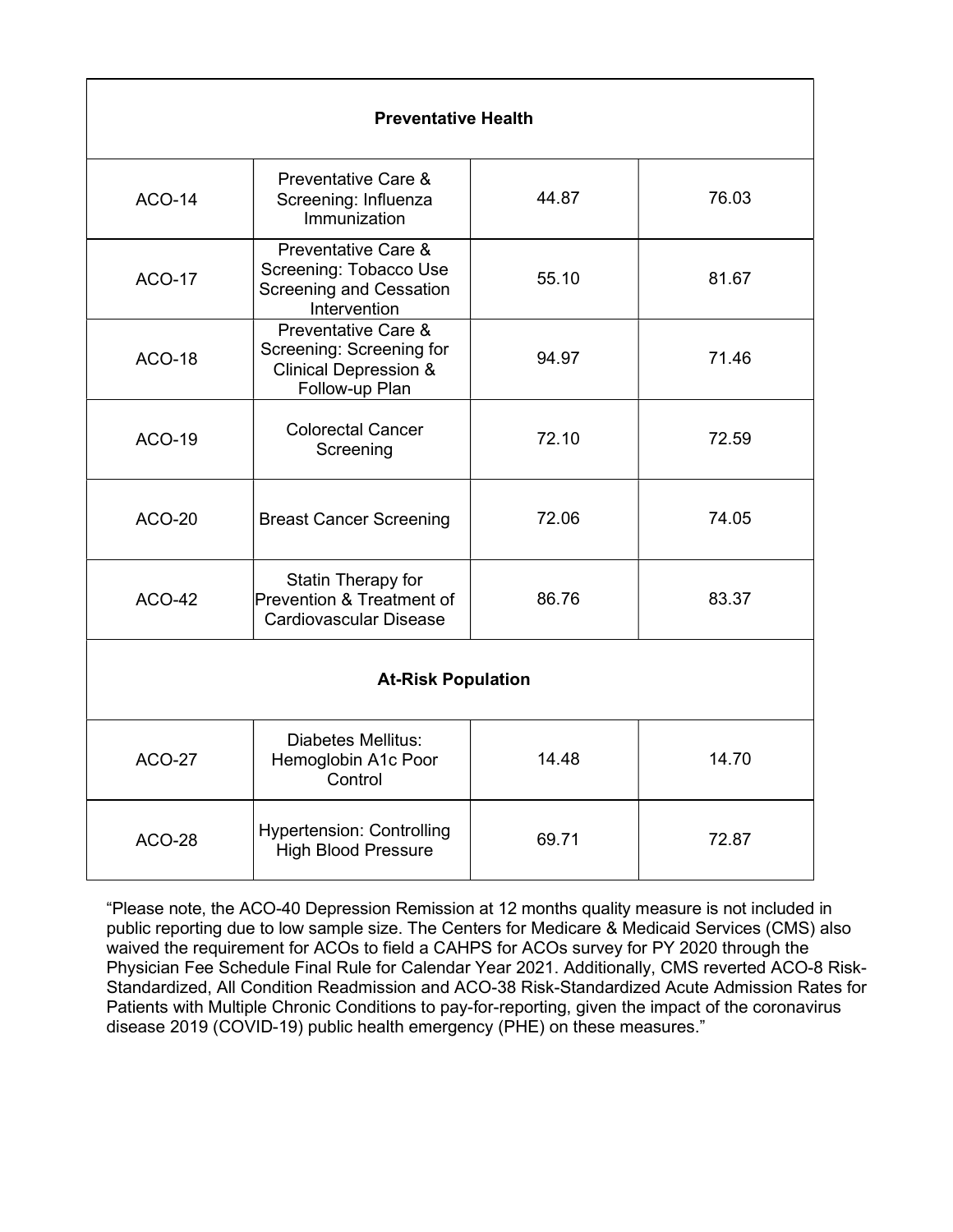| Preventative Health | | | |
|---|---|---|---|
| ACO-14 | Preventative Care & Screening: Influenza Immunization | 44.87 | 76.03 |
| ACO-17 | Preventative Care & Screening: Tobacco Use Screening and Cessation Intervention | 55.10 | 81.67 |
| ACO-18 | Preventative Care & Screening: Screening for Clinical Depression & Follow-up Plan | 94.97 | 71.46 |
| ACO-19 | Colorectal Cancer Screening | 72.10 | 72.59 |
| ACO-20 | Breast Cancer Screening | 72.06 | 74.05 |
| ACO-42 | Statin Therapy for Prevention & Treatment of Cardiovascular Disease | 86.76 | 83.37 |
| **At-Risk Population** | | | |
| ACO-27 | Diabetes Mellitus: Hemoglobin A1c Poor Control | 14.48 | 14.70 |
| ACO-28 | Hypertension: Controlling High Blood Pressure | 69.71 | 72.87 |

"Please note, the ACO-40 Depression Remission at 12 months quality measure is not included in public reporting due to low sample size. The Centers for Medicare & Medicaid Services (CMS) also waived the requirement for ACOs to field a CAHPS for ACOs survey for PY 2020 through the Physician Fee Schedule Final Rule for Calendar Year 2021. Additionally, CMS reverted ACO-8 Risk-Standardized, All Condition Readmission and ACO-38 Risk-Standardized Acute Admission Rates for Patients with Multiple Chronic Conditions to pay-for-reporting, given the impact of the coronavirus disease 2019 (COVID-19) public health emergency (PHE) on these measures."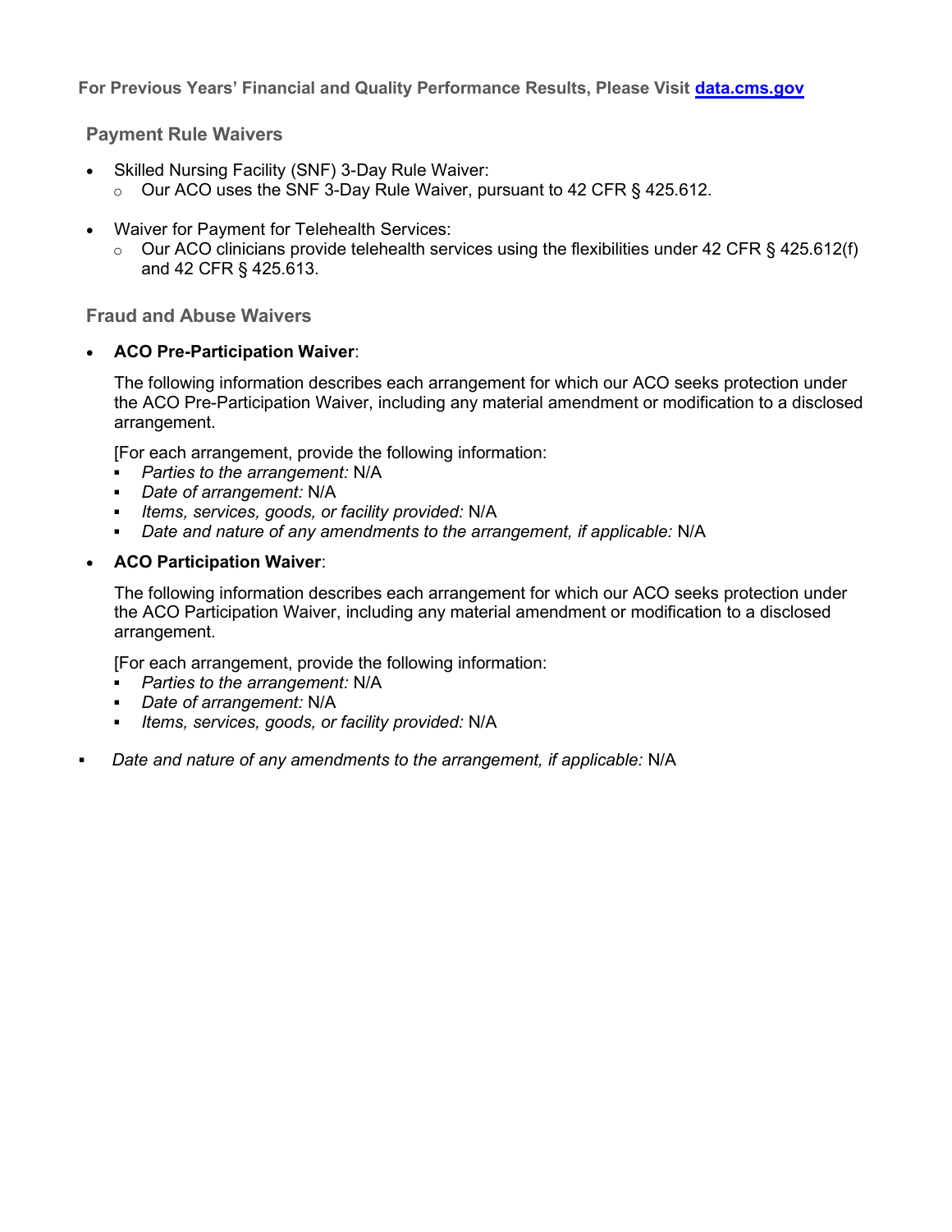**For Previous Years' Financial and Quality Performance Results, Please Visit [data.cms.gov](https://data.cms.gov)**

## Payment Rule Waivers

- Skilled Nursing Facility (SNF) 3-Day Rule Waiver:
  - Our ACO uses the SNF 3-Day Rule Waiver, pursuant to 42 CFR § 425.612.

- Waiver for Payment for Telehealth Services:
  - Our ACO clinicians provide telehealth services using the flexibilities under 42 CFR § 425.612(f) and 42 CFR § 425.613.

## Fraud and Abuse Waivers

- **ACO Pre-Participation Waiver**:

  The following information describes each arrangement for which our ACO seeks protection under the ACO Pre-Participation Waiver, including any material amendment or modification to a disclosed arrangement.

  [For each arrangement, provide the following information:
  - *Parties to the arrangement:* N/A
  - *Date of arrangement:* N/A
  - *Items, services, goods, or facility provided:* N/A
  - *Date and nature of any amendments to the arrangement, if applicable:* N/A

- **ACO Participation Waiver**:

  The following information describes each arrangement for which our ACO seeks protection under the ACO Participation Waiver, including any material amendment or modification to a disclosed arrangement.

  [For each arrangement, provide the following information:
  - *Parties to the arrangement:* N/A
  - *Date of arrangement:* N/A
  - *Items, services, goods, or facility provided:* N/A

- *Date and nature of any amendments to the arrangement, if applicable:* N/A